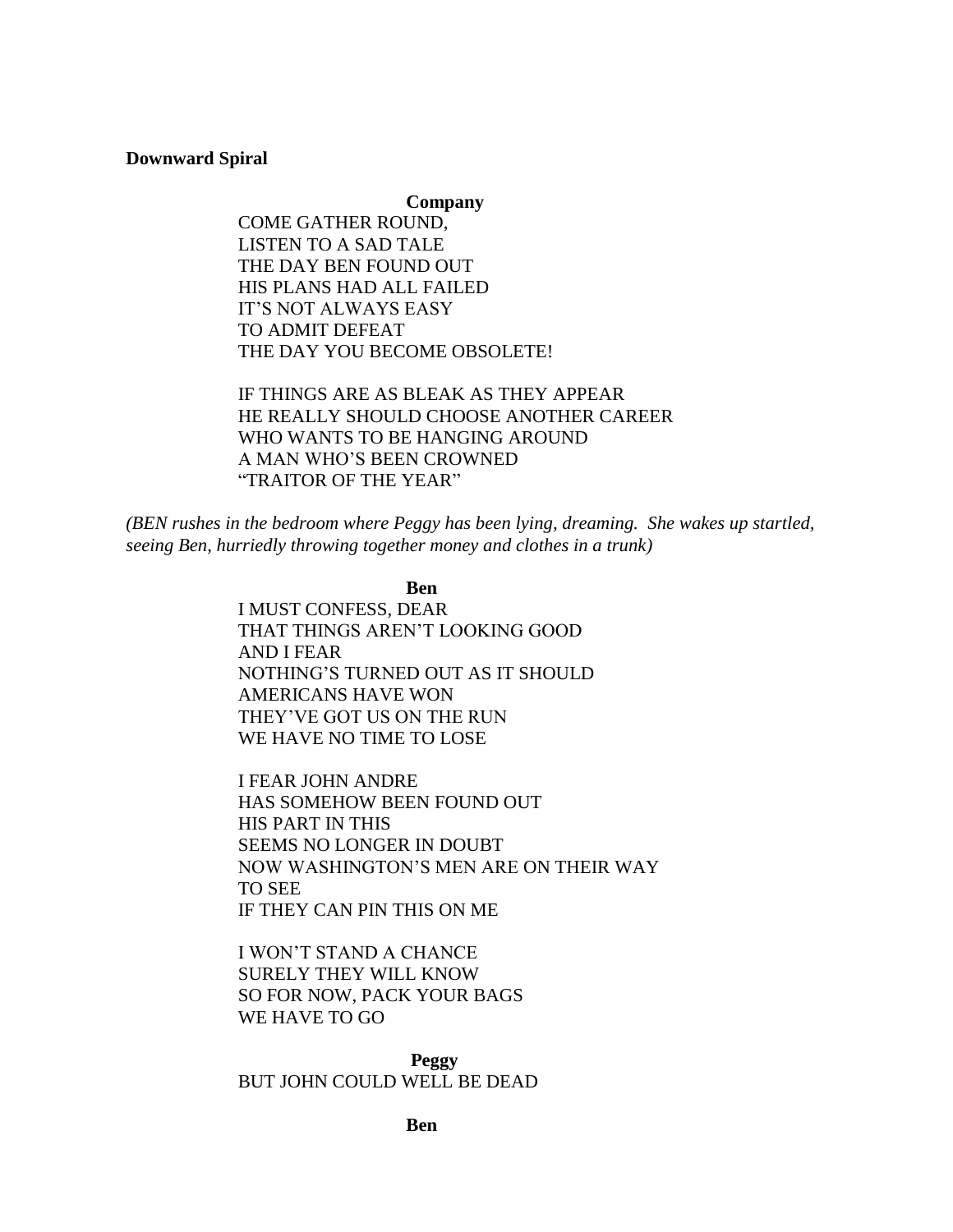**Downward Spiral**

**Company**

COME GATHER ROUND,
LISTEN TO A SAD TALE
THE DAY BEN FOUND OUT
HIS PLANS HAD ALL FAILED
IT'S NOT ALWAYS EASY
TO ADMIT DEFEAT
THE DAY YOU BECOME OBSOLETE!

IF THINGS ARE AS BLEAK AS THEY APPEAR
HE REALLY SHOULD CHOOSE ANOTHER CAREER
WHO WANTS TO BE HANGING AROUND
A MAN WHO'S BEEN CROWNED
"TRAITOR OF THE YEAR"

*(BEN rushes in the bedroom where Peggy has been lying, dreaming. She wakes up startled, seeing Ben, hurriedly throwing together money and clothes in a trunk)*

**Ben**

I MUST CONFESS, DEAR
THAT THINGS AREN'T LOOKING GOOD
AND I FEAR
NOTHING'S TURNED OUT AS IT SHOULD
AMERICANS HAVE WON
THEY'VE GOT US ON THE RUN
WE HAVE NO TIME TO LOSE

I FEAR JOHN ANDRE
HAS SOMEHOW BEEN FOUND OUT
HIS PART IN THIS
SEEMS NO LONGER IN DOUBT
NOW WASHINGTON'S MEN ARE ON THEIR WAY
TO SEE
IF THEY CAN PIN THIS ON ME

I WON'T STAND A CHANCE
SURELY THEY WILL KNOW
SO FOR NOW, PACK YOUR BAGS
WE HAVE TO GO

**Peggy**

BUT JOHN COULD WELL BE DEAD

**Ben**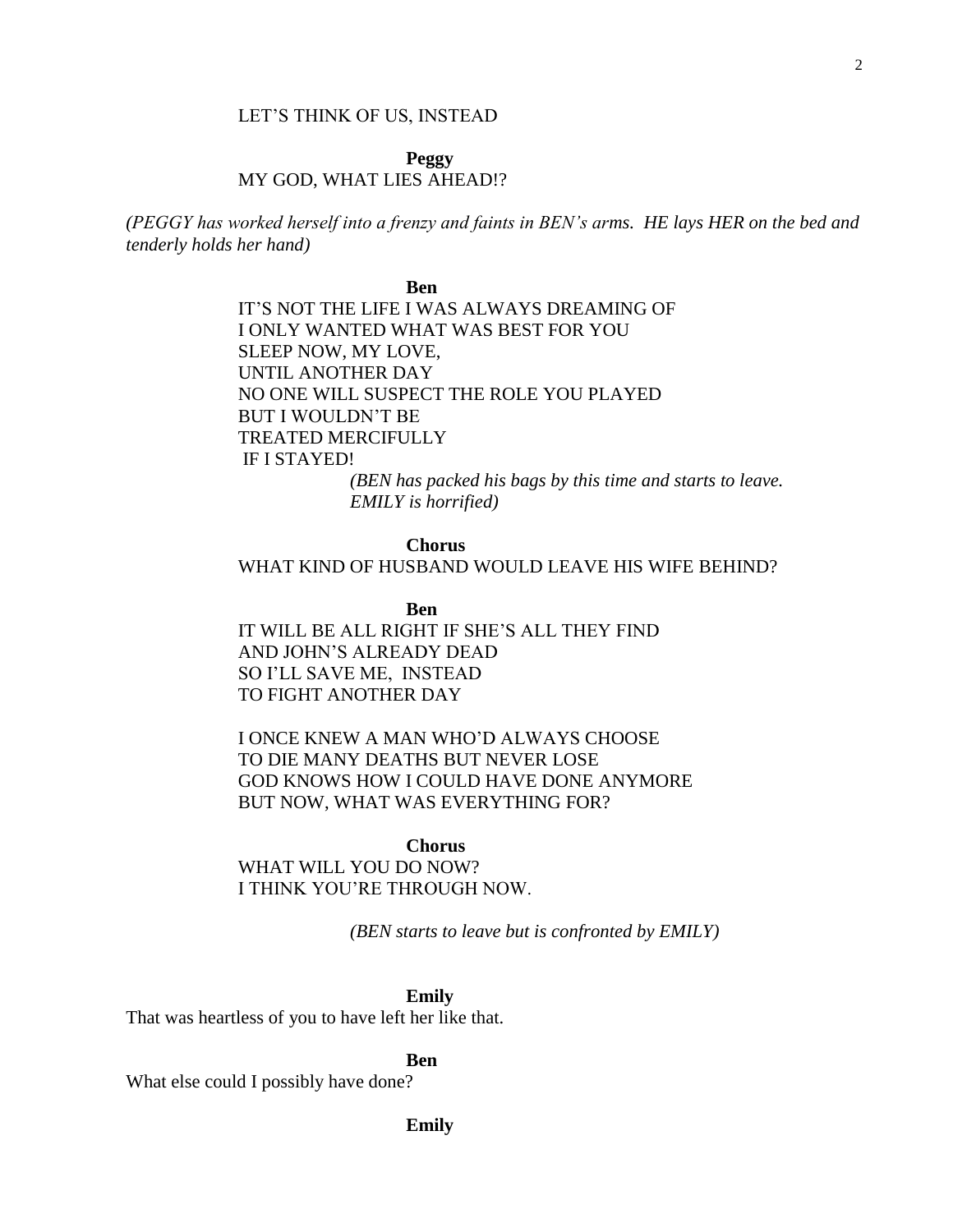LET'S THINK OF US, INSTEAD

**Peggy**

MY GOD, WHAT LIES AHEAD!?

*(PEGGY has worked herself into a frenzy and faints in BEN's arms. HE lays HER on the bed and tenderly holds her hand)*

**Ben**

IT'S NOT THE LIFE I WAS ALWAYS DREAMING OF
I ONLY WANTED WHAT WAS BEST FOR YOU
SLEEP NOW, MY LOVE,
UNTIL ANOTHER DAY
NO ONE WILL SUSPECT THE ROLE YOU PLAYED
BUT I WOULDN'T BE
TREATED MERCIFULLY
IF I STAYED!

*(BEN has packed his bags by this time and starts to leave. EMILY is horrified)*

**Chorus**

WHAT KIND OF HUSBAND WOULD LEAVE HIS WIFE BEHIND?

**Ben**

IT WILL BE ALL RIGHT IF SHE'S ALL THEY FIND
AND JOHN'S ALREADY DEAD
SO I'LL SAVE ME, INSTEAD
TO FIGHT ANOTHER DAY

I ONCE KNEW A MAN WHO'D ALWAYS CHOOSE
TO DIE MANY DEATHS BUT NEVER LOSE
GOD KNOWS HOW I COULD HAVE DONE ANYMORE
BUT NOW, WHAT WAS EVERYTHING FOR?

**Chorus**

WHAT WILL YOU DO NOW?
I THINK YOU'RE THROUGH NOW.

*(BEN starts to leave but is confronted by EMILY)*

**Emily**

That was heartless of you to have left her like that.

**Ben**

What else could I possibly have done?

**Emily**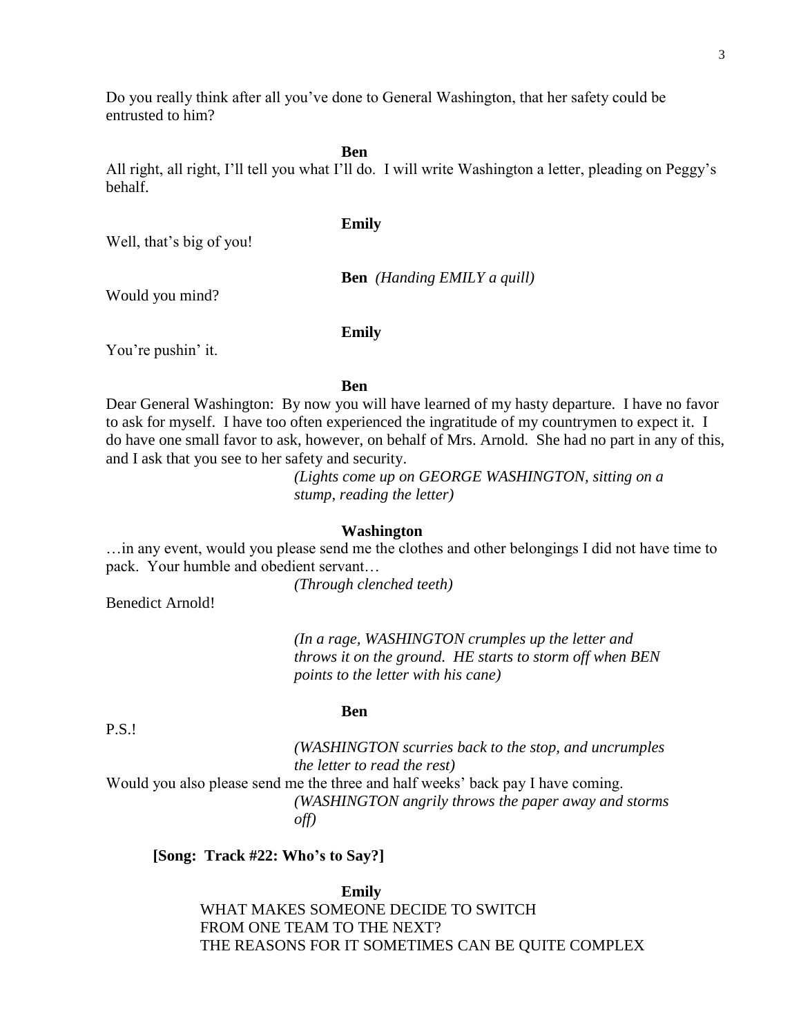Do you really think after all you've done to General Washington, that her safety could be entrusted to him?

**Ben**

All right, all right, I'll tell you what I'll do. I will write Washington a letter, pleading on Peggy's behalf.

**Emily**

Well, that's big of you!

**Ben** *(Handing EMILY a quill)*

Would you mind?

**Emily**

You're pushin' it.

**Ben**

Dear General Washington: By now you will have learned of my hasty departure. I have no favor to ask for myself. I have too often experienced the ingratitude of my countrymen to expect it. I do have one small favor to ask, however, on behalf of Mrs. Arnold. She had no part in any of this, and I ask that you see to her safety and security.

*(Lights come up on GEORGE WASHINGTON, sitting on a stump, reading the letter)*

**Washington**

…in any event, would you please send me the clothes and other belongings I did not have time to pack. Your humble and obedient servant…

*(Through clenched teeth)*

Benedict Arnold!

*(In a rage, WASHINGTON crumples up the letter and throws it on the ground. HE starts to storm off when BEN points to the letter with his cane)*

**Ben**

P.S.!

*(WASHINGTON scurries back to the stop, and uncrumples the letter to read the rest)*

Would you also please send me the three and half weeks' back pay I have coming.

*(WASHINGTON angrily throws the paper away and storms off)*

**[Song: Track #22: Who's to Say?]**

**Emily**

WHAT MAKES SOMEONE DECIDE TO SWITCH
FROM ONE TEAM TO THE NEXT?
THE REASONS FOR IT SOMETIMES CAN BE QUITE COMPLEX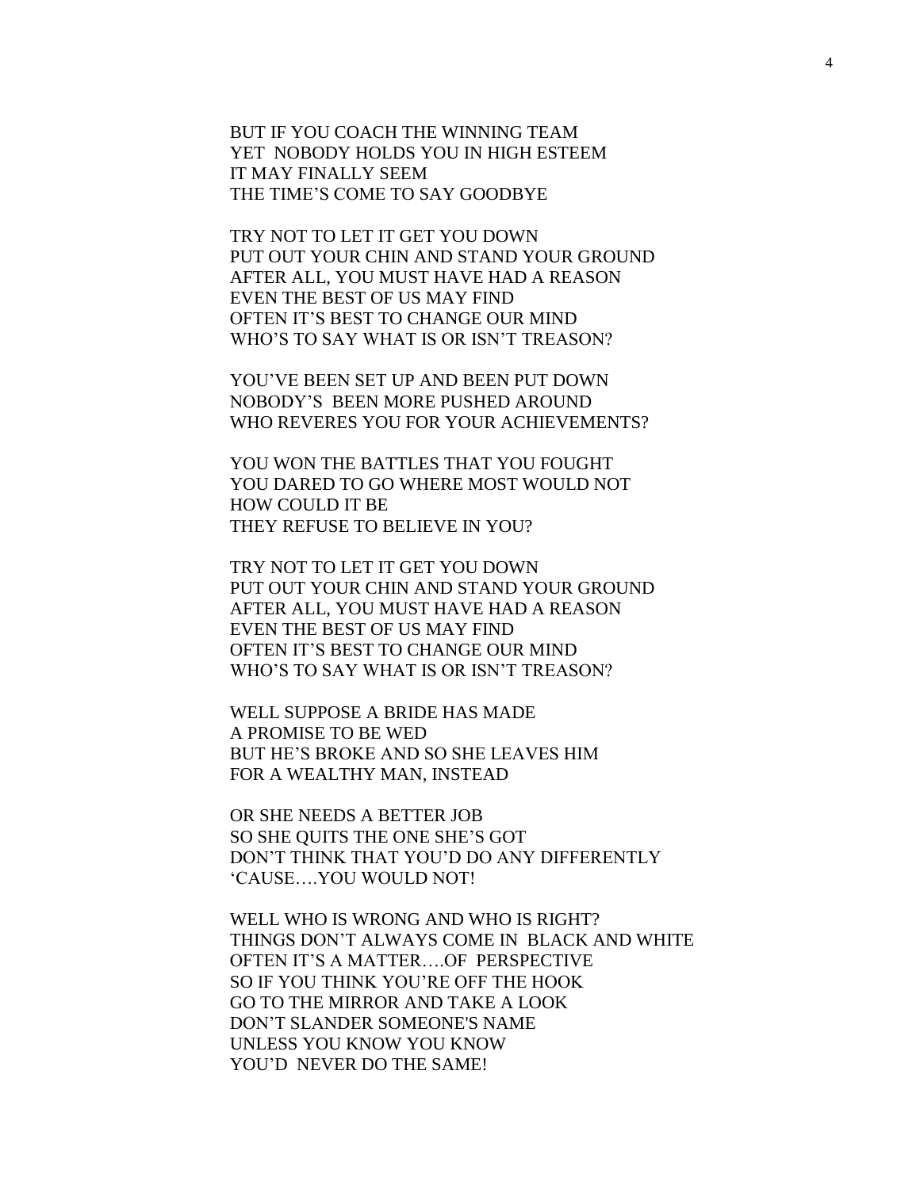BUT IF YOU COACH THE WINNING TEAM
YET NOBODY HOLDS YOU IN HIGH ESTEEM
IT MAY FINALLY SEEM
THE TIME'S COME TO SAY GOODBYE

TRY NOT TO LET IT GET YOU DOWN
PUT OUT YOUR CHIN AND STAND YOUR GROUND
AFTER ALL, YOU MUST HAVE HAD A REASON
EVEN THE BEST OF US MAY FIND
OFTEN IT'S BEST TO CHANGE OUR MIND
WHO'S TO SAY WHAT IS OR ISN'T TREASON?

YOU'VE BEEN SET UP AND BEEN PUT DOWN
NOBODY'S BEEN MORE PUSHED AROUND
WHO REVERES YOU FOR YOUR ACHIEVEMENTS?

YOU WON THE BATTLES THAT YOU FOUGHT
YOU DARED TO GO WHERE MOST WOULD NOT
HOW COULD IT BE
THEY REFUSE TO BELIEVE IN YOU?

TRY NOT TO LET IT GET YOU DOWN
PUT OUT YOUR CHIN AND STAND YOUR GROUND
AFTER ALL, YOU MUST HAVE HAD A REASON
EVEN THE BEST OF US MAY FIND
OFTEN IT'S BEST TO CHANGE OUR MIND
WHO'S TO SAY WHAT IS OR ISN'T TREASON?

WELL SUPPOSE A BRIDE HAS MADE
A PROMISE TO BE WED
BUT HE'S BROKE AND SO SHE LEAVES HIM
FOR A WEALTHY MAN, INSTEAD

OR SHE NEEDS A BETTER JOB
SO SHE QUITS THE ONE SHE'S GOT
DON'T THINK THAT YOU'D DO ANY DIFFERENTLY
'CAUSE….YOU WOULD NOT!

WELL WHO IS WRONG AND WHO IS RIGHT?
THINGS DON'T ALWAYS COME IN BLACK AND WHITE
OFTEN IT'S A MATTER….OF PERSPECTIVE
SO IF YOU THINK YOU'RE OFF THE HOOK
GO TO THE MIRROR AND TAKE A LOOK
DON'T SLANDER SOMEONE'S NAME
UNLESS YOU KNOW YOU KNOW
YOU'D NEVER DO THE SAME!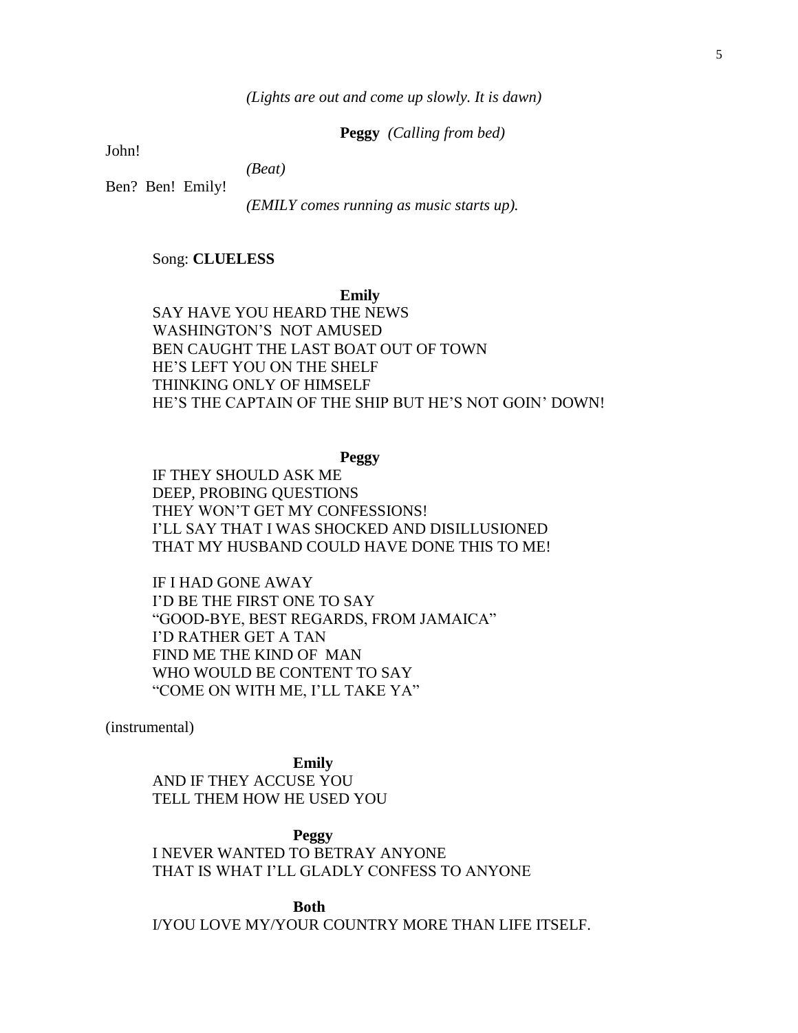*(Lights are out and come up slowly. It is dawn)*

**Peggy** *(Calling from bed)*

John!

*(Beat)*

Ben? Ben! Emily!

*(EMILY comes running as music starts up).*

Song: **CLUELESS**

**Emily**

SAY HAVE YOU HEARD THE NEWS
WASHINGTON'S NOT AMUSED
BEN CAUGHT THE LAST BOAT OUT OF TOWN
HE'S LEFT YOU ON THE SHELF
THINKING ONLY OF HIMSELF
HE'S THE CAPTAIN OF THE SHIP BUT HE'S NOT GOIN' DOWN!

**Peggy**

IF THEY SHOULD ASK ME
DEEP, PROBING QUESTIONS
THEY WON'T GET MY CONFESSIONS!
I'LL SAY THAT I WAS SHOCKED AND DISILLUSIONED
THAT MY HUSBAND COULD HAVE DONE THIS TO ME!

IF I HAD GONE AWAY
I'D BE THE FIRST ONE TO SAY
"GOOD-BYE, BEST REGARDS, FROM JAMAICA"
I'D RATHER GET A TAN
FIND ME THE KIND OF MAN
WHO WOULD BE CONTENT TO SAY
"COME ON WITH ME, I'LL TAKE YA"

(instrumental)

**Emily**

AND IF THEY ACCUSE YOU
TELL THEM HOW HE USED YOU

**Peggy**

I NEVER WANTED TO BETRAY ANYONE
THAT IS WHAT I'LL GLADLY CONFESS TO ANYONE

**Both**

I/YOU LOVE MY/YOUR COUNTRY MORE THAN LIFE ITSELF.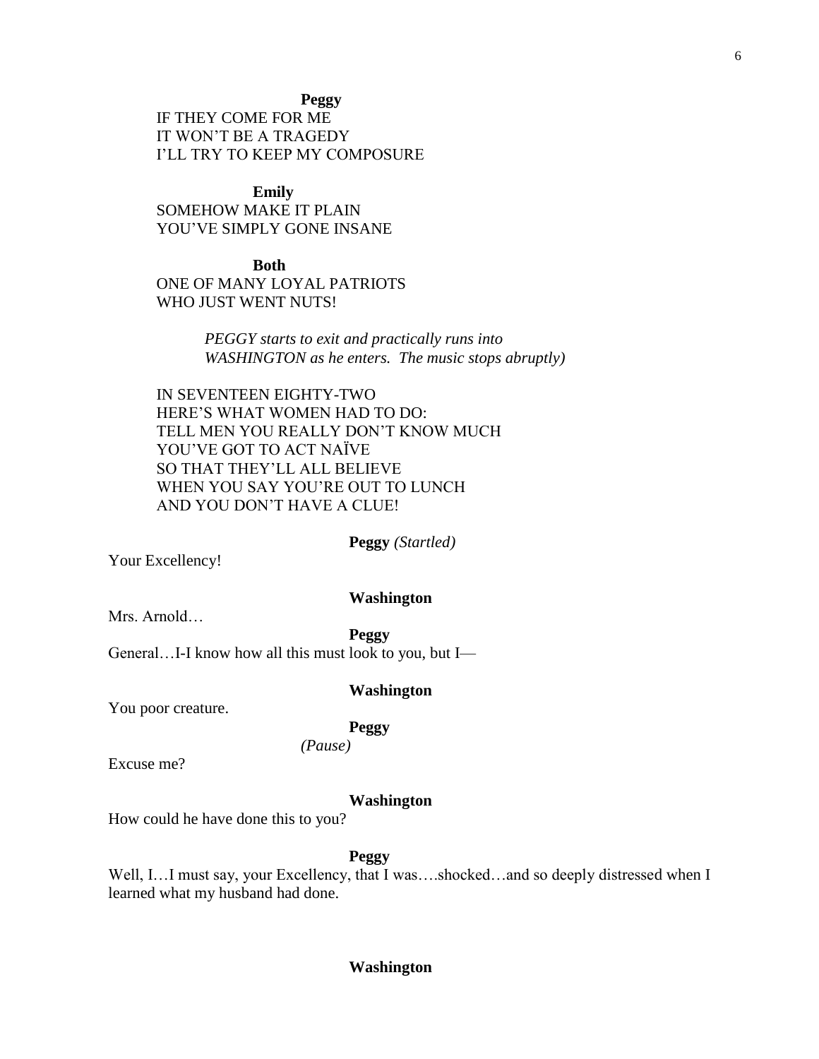**Peggy**

IF THEY COME FOR ME
IT WON'T BE A TRAGEDY
I'LL TRY TO KEEP MY COMPOSURE

**Emily**

SOMEHOW MAKE IT PLAIN
YOU'VE SIMPLY GONE INSANE

**Both**

ONE OF MANY LOYAL PATRIOTS
WHO JUST WENT NUTS!

*PEGGY starts to exit and practically runs into WASHINGTON as he enters. The music stops abruptly)*

IN SEVENTEEN EIGHTY-TWO
HERE'S WHAT WOMEN HAD TO DO:
TELL MEN YOU REALLY DON'T KNOW MUCH
YOU'VE GOT TO ACT NAÏVE
SO THAT THEY'LL ALL BELIEVE
WHEN YOU SAY YOU'RE OUT TO LUNCH
AND YOU DON'T HAVE A CLUE!

**Peggy** *(Startled)*

Your Excellency!

**Washington**

Mrs. Arnold…

**Peggy**

General…I-I know how all this must look to you, but I—

**Washington**

You poor creature.

**Peggy**

*(Pause)*

Excuse me?

**Washington**

How could he have done this to you?

**Peggy**

Well, I…I must say, your Excellency, that I was….shocked…and so deeply distressed when I learned what my husband had done.

**Washington**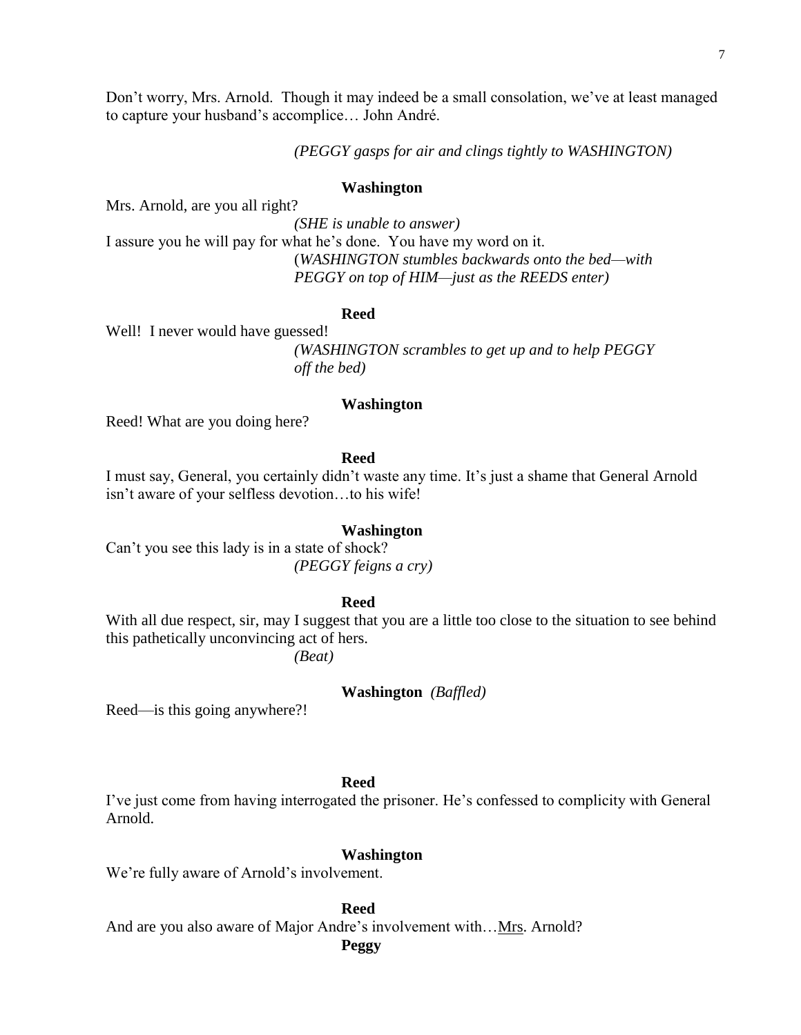Don't worry, Mrs. Arnold. Though it may indeed be a small consolation, we've at least managed to capture your husband's accomplice… John André.

*(PEGGY gasps for air and clings tightly to WASHINGTON)*

**Washington**

Mrs. Arnold, are you all right?

*(SHE is unable to answer)*

I assure you he will pay for what he's done. You have my word on it.

*(WASHINGTON stumbles backwards onto the bed—with PEGGY on top of HIM—just as the REEDS enter)*

**Reed**

Well! I never would have guessed!

*(WASHINGTON scrambles to get up and to help PEGGY off the bed)*

**Washington**

Reed! What are you doing here?

**Reed**

I must say, General, you certainly didn't waste any time. It's just a shame that General Arnold isn't aware of your selfless devotion…to his wife!

**Washington**

Can't you see this lady is in a state of shock?

*(PEGGY feigns a cry)*

**Reed**

With all due respect, sir, may I suggest that you are a little too close to the situation to see behind this pathetically unconvincing act of hers.

*(Beat)*

**Washington** *(Baffled)*

Reed—is this going anywhere?!

**Reed**

I've just come from having interrogated the prisoner. He's confessed to complicity with General Arnold.

**Washington**

We're fully aware of Arnold's involvement.

**Reed**

And are you also aware of Major Andre's involvement with…<u>Mrs</u>. Arnold?

**Peggy**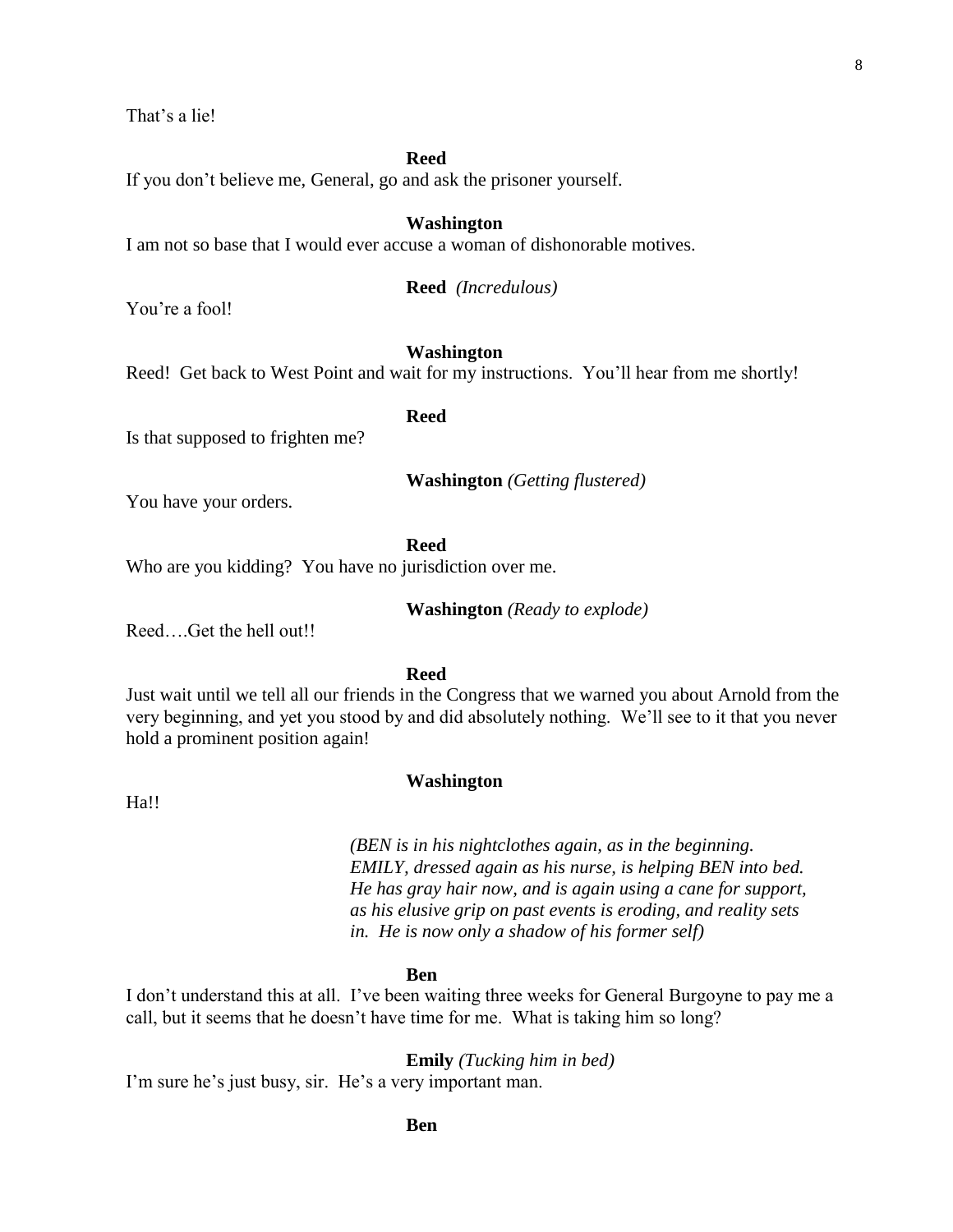That's a lie!

**Reed**

If you don't believe me, General, go and ask the prisoner yourself.

**Washington**

I am not so base that I would ever accuse a woman of dishonorable motives.

**Reed** *(Incredulous)*

You're a fool!

**Washington**

Reed! Get back to West Point and wait for my instructions. You'll hear from me shortly!

**Reed**

Is that supposed to frighten me?

**Washington** *(Getting flustered)*

You have your orders.

**Reed**

Who are you kidding? You have no jurisdiction over me.

**Washington** *(Ready to explode)*

Reed….Get the hell out!!

**Reed**

Just wait until we tell all our friends in the Congress that we warned you about Arnold from the very beginning, and yet you stood by and did absolutely nothing. We'll see to it that you never hold a prominent position again!

**Washington**

Ha!!

*(BEN is in his nightclothes again, as in the beginning. EMILY, dressed again as his nurse, is helping BEN into bed. He has gray hair now, and is again using a cane for support, as his elusive grip on past events is eroding, and reality sets in. He is now only a shadow of his former self)*

**Ben**

I don't understand this at all. I've been waiting three weeks for General Burgoyne to pay me a call, but it seems that he doesn't have time for me. What is taking him so long?

**Emily** *(Tucking him in bed)*

I'm sure he's just busy, sir. He's a very important man.

**Ben**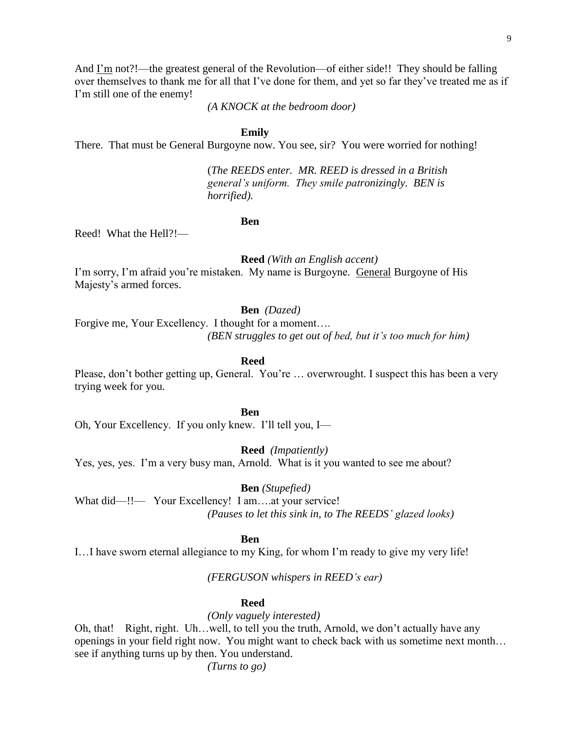And <u>I'm</u> not?!—the greatest general of the Revolution—of either side!! They should be falling over themselves to thank me for all that I've done for them, and yet so far they've treated me as if I'm still one of the enemy!

*(A KNOCK at the bedroom door)*

**Emily**

There. That must be General Burgoyne now. You see, sir? You were worried for nothing!

(*The REEDS enter. MR. REED is dressed in a British general's uniform. They smile patronizingly. BEN is horrified).*

**Ben**

Reed! What the Hell?!—

**Reed** *(With an English accent)*

I'm sorry, I'm afraid you're mistaken. My name is Burgoyne. <u>General</u> Burgoyne of His Majesty's armed forces.

**Ben** *(Dazed)*

Forgive me, Your Excellency. I thought for a moment….

*(BEN struggles to get out of bed, but it's too much for him)*

**Reed**

Please, don't bother getting up, General. You're … overwrought. I suspect this has been a very trying week for you.

**Ben**

Oh, Your Excellency. If you only knew. I'll tell you, I—

**Reed** *(Impatiently)*

Yes, yes, yes. I'm a very busy man, Arnold. What is it you wanted to see me about?

**Ben** *(Stupefied)*

What did—!!— Your Excellency! I am….at your service!

*(Pauses to let this sink in, to The REEDS' glazed looks)*

**Ben**

I…I have sworn eternal allegiance to my King, for whom I'm ready to give my very life!

*(FERGUSON whispers in REED's ear)*

**Reed**

*(Only vaguely interested)*

Oh, that! Right, right. Uh…well, to tell you the truth, Arnold, we don't actually have any openings in your field right now. You might want to check back with us sometime next month… see if anything turns up by then. You understand.

*(Turns to go)*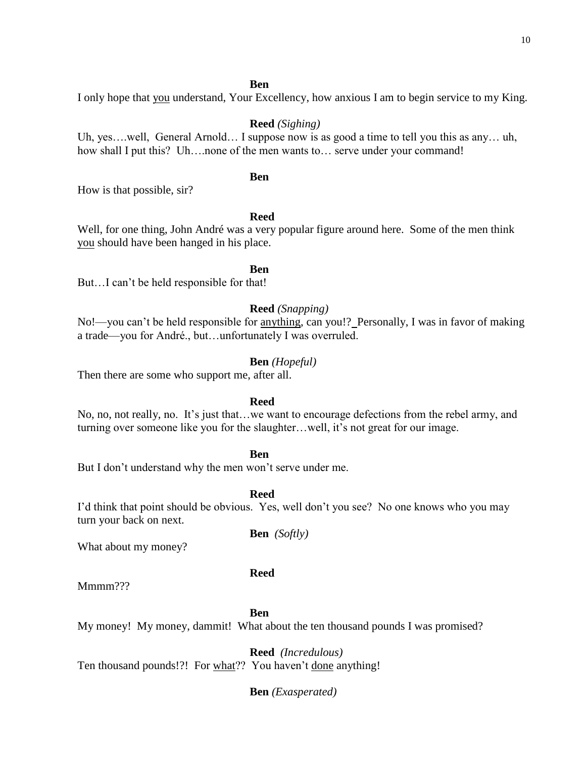**Ben**

I only hope that <u>you</u> understand, Your Excellency, how anxious I am to begin service to my King.

**Reed** *(Sighing)*

Uh, yes….well, General Arnold… I suppose now is as good a time to tell you this as any… uh, how shall I put this? Uh….none of the men wants to… serve under your command!

**Ben**

How is that possible, sir?

**Reed**

Well, for one thing, John André was a very popular figure around here. Some of the men think <u>you</u> should have been hanged in his place.

**Ben**

But…I can't be held responsible for that!

**Reed** *(Snapping)*

No!—you can't be held responsible for <u>anything</u>, can you!? Personally, I was in favor of making a trade—you for André., but…unfortunately I was overruled.

**Ben** *(Hopeful)*

Then there are some who support me, after all.

**Reed**

No, no, not really, no. It's just that…we want to encourage defections from the rebel army, and turning over someone like you for the slaughter…well, it's not great for our image.

**Ben**

But I don't understand why the men won't serve under me.

**Reed**

I'd think that point should be obvious. Yes, well don't you see? No one knows who you may turn your back on next.

**Ben** *(Softly)*

What about my money?

**Reed**

Mmmm???

**Ben**

My money! My money, dammit! What about the ten thousand pounds I was promised?

**Reed** *(Incredulous)*

Ten thousand pounds!?! For <u>what</u>?? You haven't <u>done</u> anything!

**Ben** *(Exasperated)*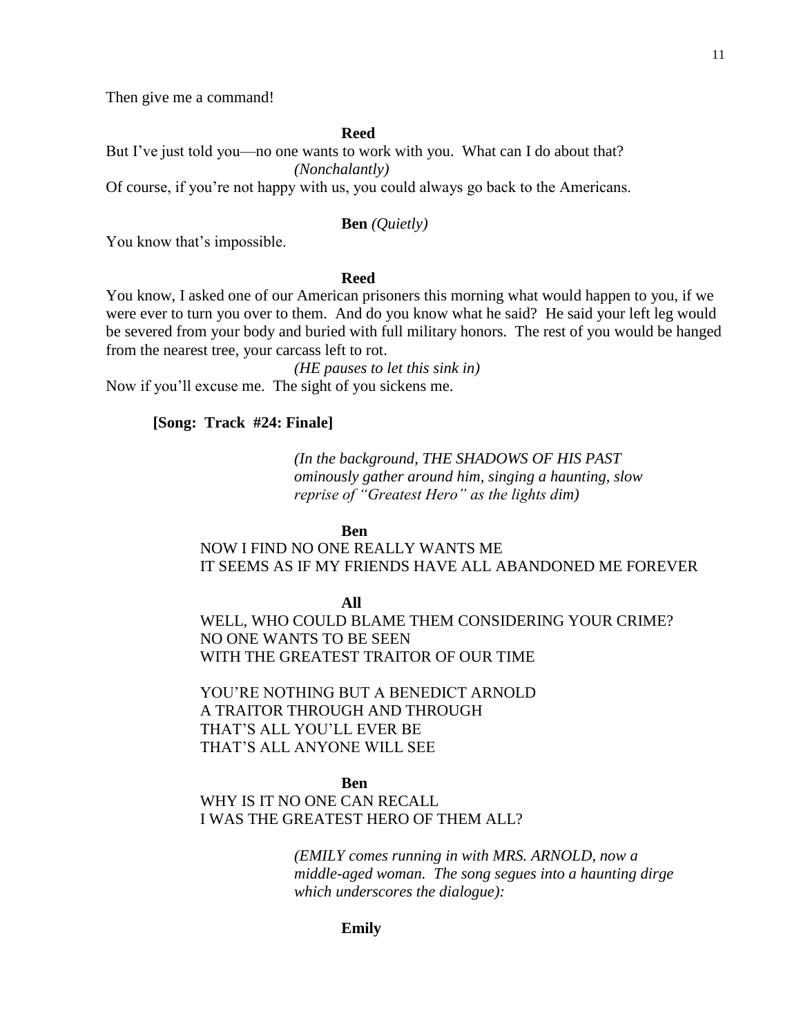Then give me a command!

**Reed**

But I've just told you—no one wants to work with you. What can I do about that?

*(Nonchalantly)*

Of course, if you're not happy with us, you could always go back to the Americans.

**Ben** *(Quietly)*

You know that's impossible.

**Reed**

You know, I asked one of our American prisoners this morning what would happen to you, if we were ever to turn you over to them. And do you know what he said? He said your left leg would be severed from your body and buried with full military honors. The rest of you would be hanged from the nearest tree, your carcass left to rot.

*(HE pauses to let this sink in)*

Now if you'll excuse me. The sight of you sickens me.

**[Song: Track #24: Finale]**

*(In the background, THE SHADOWS OF HIS PAST ominously gather around him, singing a haunting, slow reprise of "Greatest Hero" as the lights dim)*

**Ben**

NOW I FIND NO ONE REALLY WANTS ME
IT SEEMS AS IF MY FRIENDS HAVE ALL ABANDONED ME FOREVER

**All**

WELL, WHO COULD BLAME THEM CONSIDERING YOUR CRIME?
NO ONE WANTS TO BE SEEN
WITH THE GREATEST TRAITOR OF OUR TIME

YOU'RE NOTHING BUT A BENEDICT ARNOLD
A TRAITOR THROUGH AND THROUGH
THAT'S ALL YOU'LL EVER BE
THAT'S ALL ANYONE WILL SEE

**Ben**

WHY IS IT NO ONE CAN RECALL
I WAS THE GREATEST HERO OF THEM ALL?

*(EMILY comes running in with MRS. ARNOLD, now a middle-aged woman. The song segues into a haunting dirge which underscores the dialogue):*

**Emily**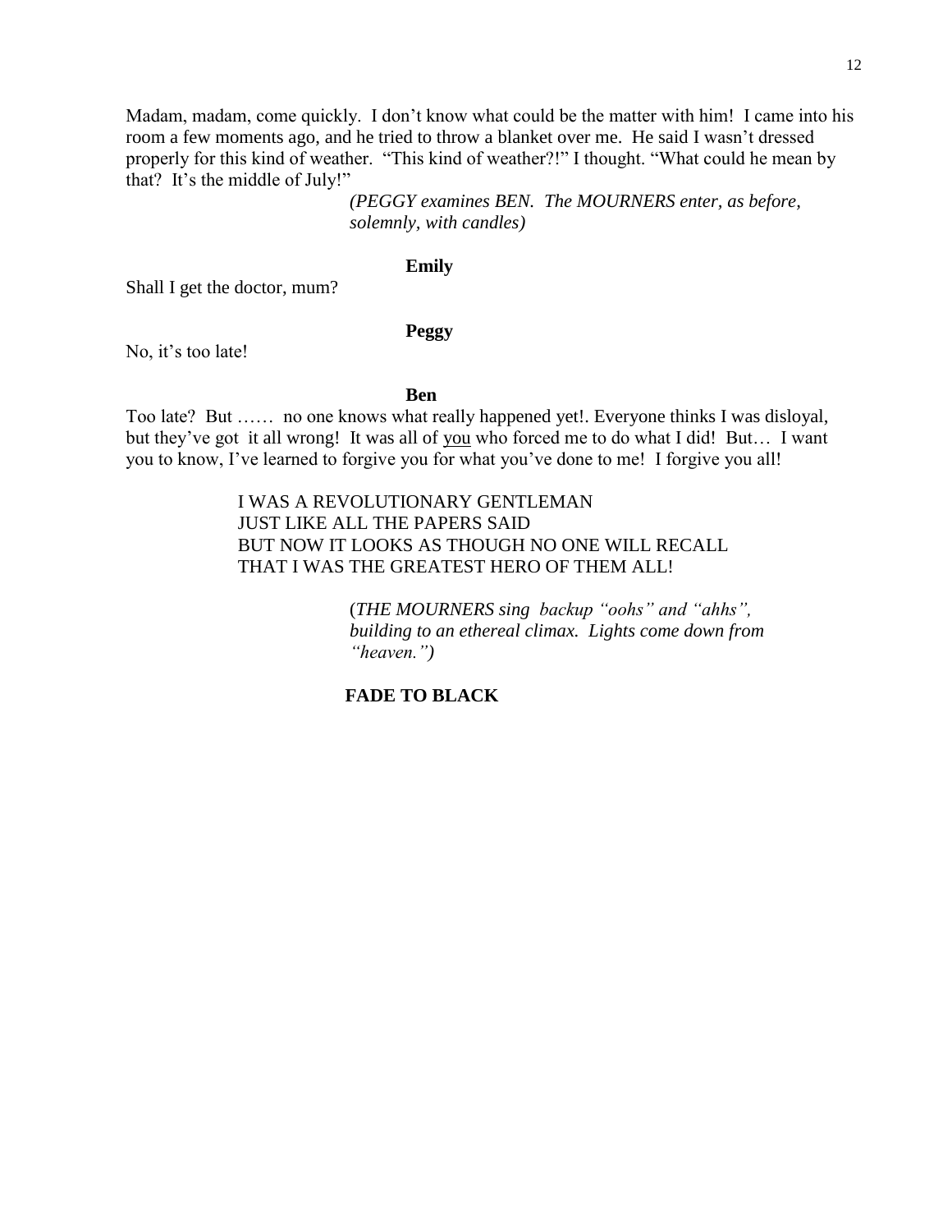Madam, madam, come quickly. I don't know what could be the matter with him! I came into his room a few moments ago, and he tried to throw a blanket over me. He said I wasn't dressed properly for this kind of weather. "This kind of weather?!" I thought. "What could he mean by that? It's the middle of July!"

*(PEGGY examines BEN. The MOURNERS enter, as before, solemnly, with candles)*

**Emily**

Shall I get the doctor, mum?

**Peggy**

No, it's too late!

**Ben**

Too late? But …… no one knows what really happened yet!. Everyone thinks I was disloyal, but they've got it all wrong! It was all of <u>you</u> who forced me to do what I did! But… I want you to know, I've learned to forgive you for what you've done to me! I forgive you all!

I WAS A REVOLUTIONARY GENTLEMAN
JUST LIKE ALL THE PAPERS SAID
BUT NOW IT LOOKS AS THOUGH NO ONE WILL RECALL
THAT I WAS THE GREATEST HERO OF THEM ALL!

*(THE MOURNERS sing backup "oohs" and "ahhs", building to an ethereal climax. Lights come down from "heaven.")*

**FADE TO BLACK**